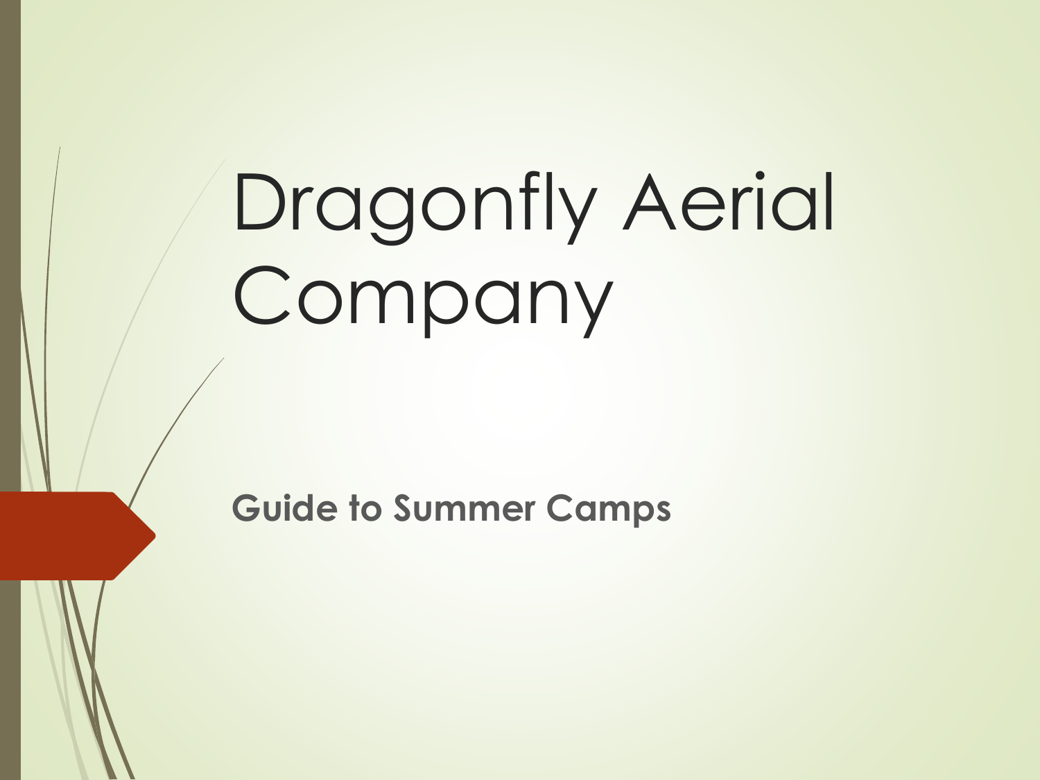# Dragonfly Aerial Company

**Guide to Summer Camps**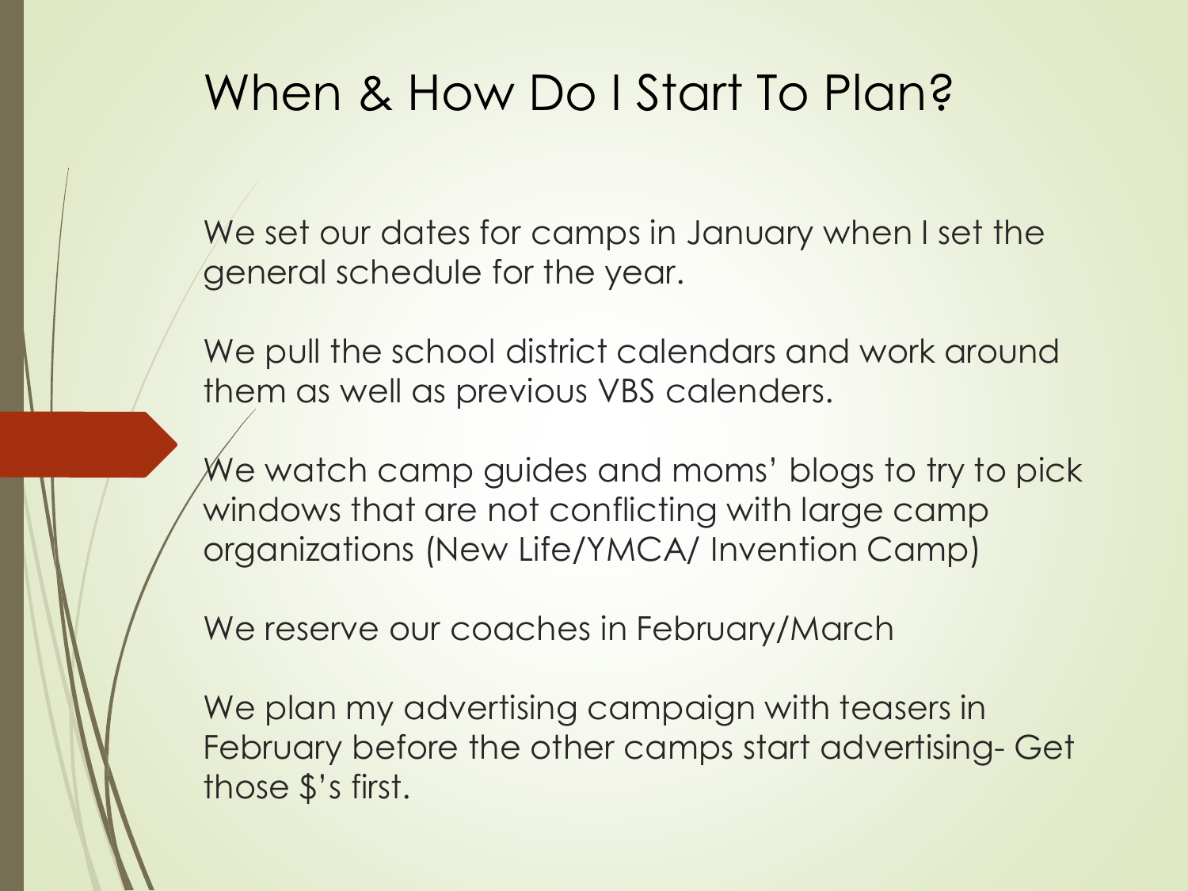# When & How Do I Start To Plan?

We set our dates for camps in January when I set the general schedule for the year.

We pull the school district calendars and work around them as well as previous VBS calenders.

We watch camp guides and moms' blogs to try to pick windows that are not conflicting with large camp organizations (New Life/YMCA/ Invention Camp)

We reserve our coaches in February/March

We plan my advertising campaign with teasers in February before the other camps start advertising- Get those $'s first.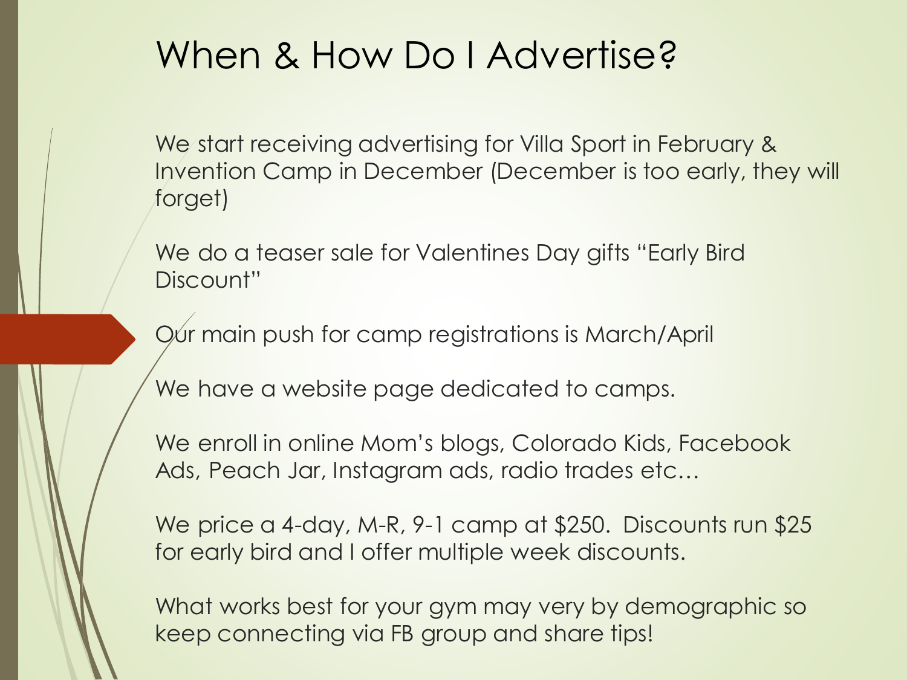# When & How Do I Advertise?

We start receiving advertising for Villa Sport in February & Invention Camp in December (December is too early, they will forget)

We do a teaser sale for Valentines Day gifts "Early Bird Discount"

Our main push for camp registrations is March/April

We have a website page dedicated to camps.

We enroll in online Mom's blogs, Colorado Kids, Facebook Ads, Peach Jar, Instagram ads, radio trades etc…

We price a 4-day, M-R, 9-1 camp at $250. Discounts run $25 for early bird and I offer multiple week discounts.

What works best for your gym may very by demographic so keep connecting via FB group and share tips!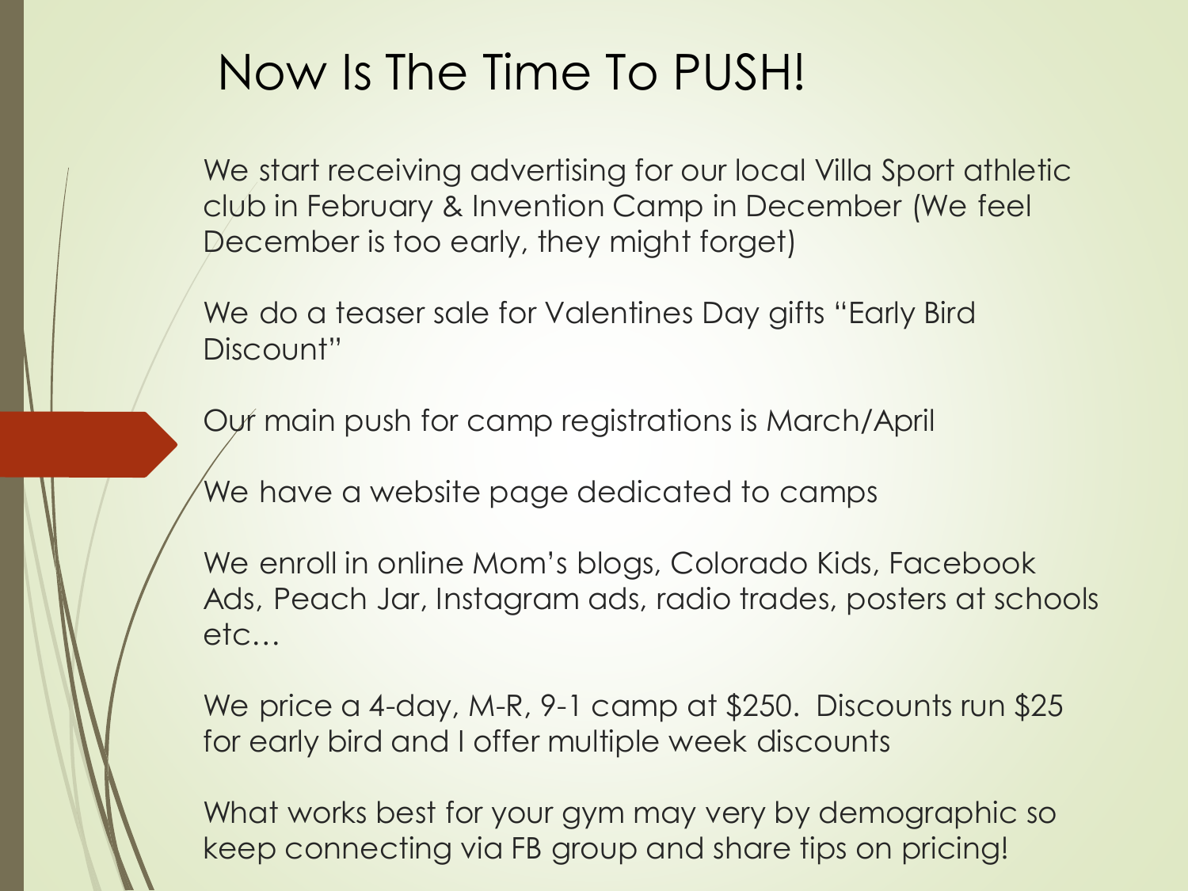# Now Is The Time To PUSH!

We start receiving advertising for our local Villa Sport athletic club in February & Invention Camp in December (We feel December is too early, they might forget)

We do a teaser sale for Valentines Day gifts "Early Bird Discount"

Our main push for camp registrations is March/April

We have a website page dedicated to camps

We enroll in online Mom's blogs, Colorado Kids, Facebook Ads, Peach Jar, Instagram ads, radio trades, posters at schools etc…

We price a 4-day, M-R, 9-1 camp at $250. Discounts run $25 for early bird and I offer multiple week discounts

What works best for your gym may very by demographic so keep connecting via FB group and share tips on pricing!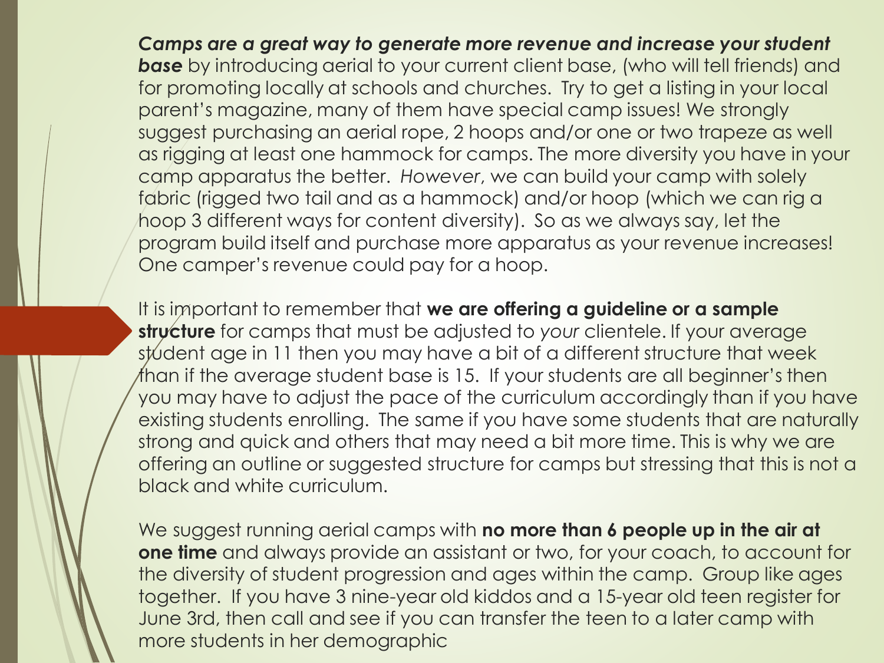***Camps are a great way to generate more revenue and increase your student base*** by introducing aerial to your current client base, (who will tell friends) and for promoting locally at schools and churches. Try to get a listing in your local parent's magazine, many of them have special camp issues! We strongly suggest purchasing an aerial rope, 2 hoops and/or one or two trapeze as well as rigging at least one hammock for camps. The more diversity you have in your camp apparatus the better. *However*, we can build your camp with solely fabric (rigged two tail and as a hammock) and/or hoop (which we can rig a hoop 3 different ways for content diversity). So as we always say, let the program build itself and purchase more apparatus as your revenue increases! One camper's revenue could pay for a hoop.

It is important to remember that **we are offering a guideline or a sample structure** for camps that must be adjusted to *your* clientele. If your average student age in 11 then you may have a bit of a different structure that week than if the average student base is 15. If your students are all beginner's then you may have to adjust the pace of the curriculum accordingly than if you have existing students enrolling. The same if you have some students that are naturally strong and quick and others that may need a bit more time. This is why we are offering an outline or suggested structure for camps but stressing that this is not a black and white curriculum.

We suggest running aerial camps with **no more than 6 people up in the air at one time** and always provide an assistant or two, for your coach, to account for the diversity of student progression and ages within the camp. Group like ages together. If you have 3 nine-year old kiddos and a 15-year old teen register for June 3rd, then call and see if you can transfer the teen to a later camp with more students in her demographic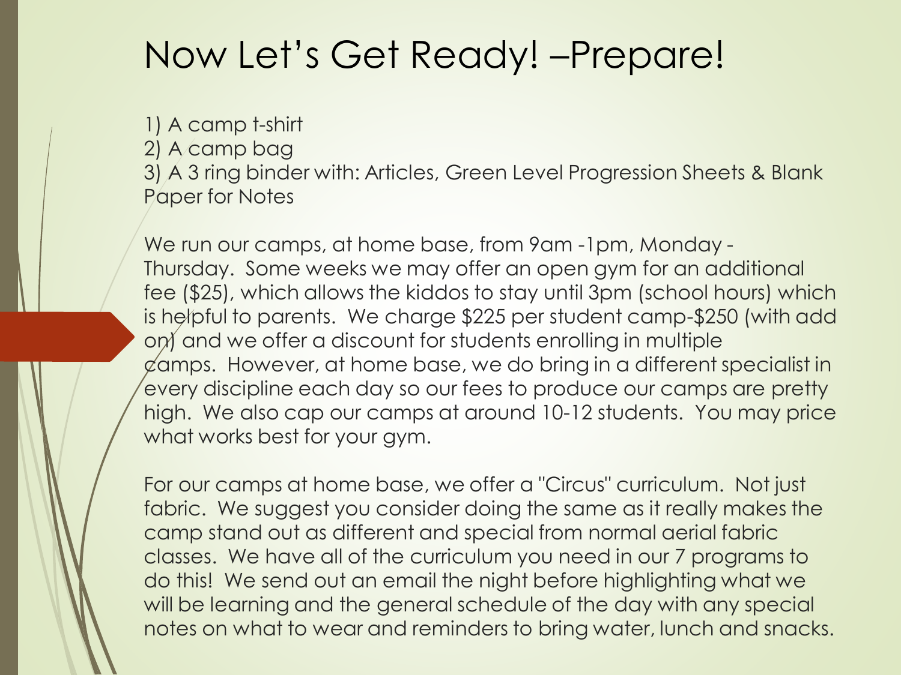# Now Let's Get Ready! –Prepare!

1) A camp t-shirt
2) A camp bag
3) A 3 ring binder with: Articles, Green Level Progression Sheets & Blank Paper for Notes

We run our camps, at home base, from 9am -1pm, Monday - Thursday. Some weeks we may offer an open gym for an additional fee ($25), which allows the kiddos to stay until 3pm (school hours) which is helpful to parents. We charge $225 per student camp-$250 (with add on) and we offer a discount for students enrolling in multiple camps. However, at home base, we do bring in a different specialist in every discipline each day so our fees to produce our camps are pretty high. We also cap our camps at around 10-12 students. You may price what works best for your gym.

For our camps at home base, we offer a "Circus" curriculum. Not just fabric. We suggest you consider doing the same as it really makes the camp stand out as different and special from normal aerial fabric classes. We have all of the curriculum you need in our 7 programs to do this! We send out an email the night before highlighting what we will be learning and the general schedule of the day with any special notes on what to wear and reminders to bring water, lunch and snacks.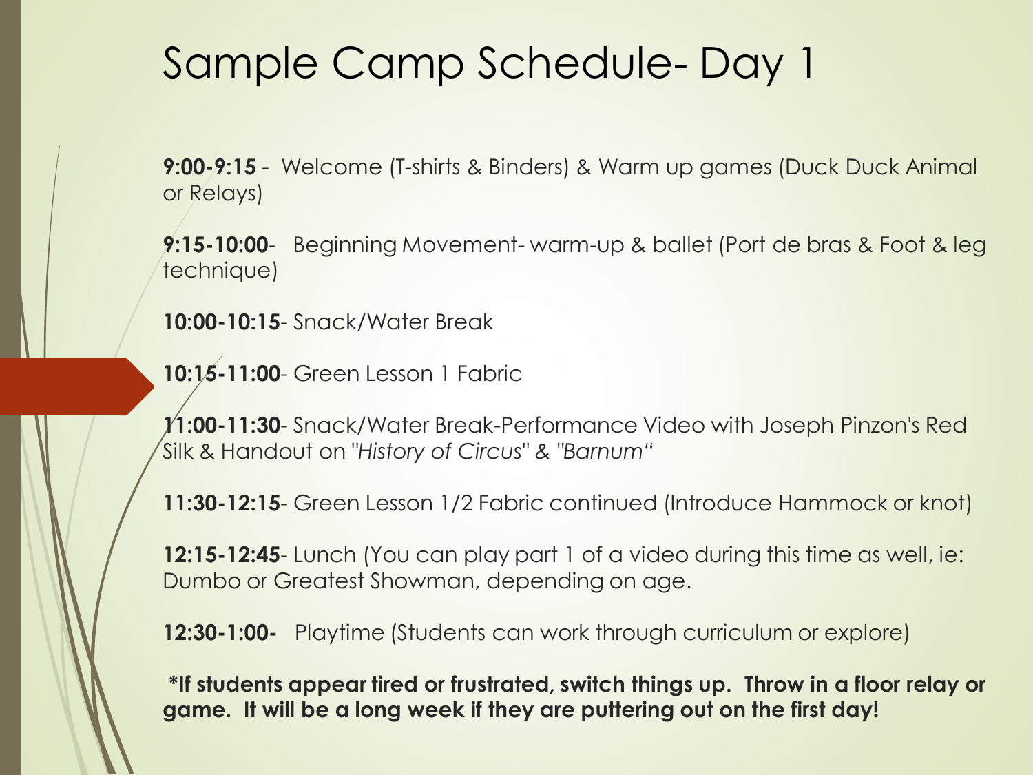# Sample Camp Schedule- Day 1

**9:00-9:15** - Welcome (T-shirts & Binders) & Warm up games (Duck Duck Animal or Relays)

**9:15-10:00**- Beginning Movement- warm-up & ballet (Port de bras & Foot & leg technique)

**10:00-10:15**- Snack/Water Break

**10:15-11:00**- Green Lesson 1 Fabric

**11:00-11:30**- Snack/Water Break-Performance Video with Joseph Pinzon's Red Silk & Handout on *"History of Circus"* & *"Barnum"*

**11:30-12:15**- Green Lesson 1/2 Fabric continued (Introduce Hammock or knot)

**12:15-12:45**- Lunch (You can play part 1 of a video during this time as well, ie: Dumbo or Greatest Showman, depending on age.

**12:30-1:00-** Playtime (Students can work through curriculum or explore)

**\*If students appear tired or frustrated, switch things up. Throw in a floor relay or game. It will be a long week if they are puttering out on the first day!**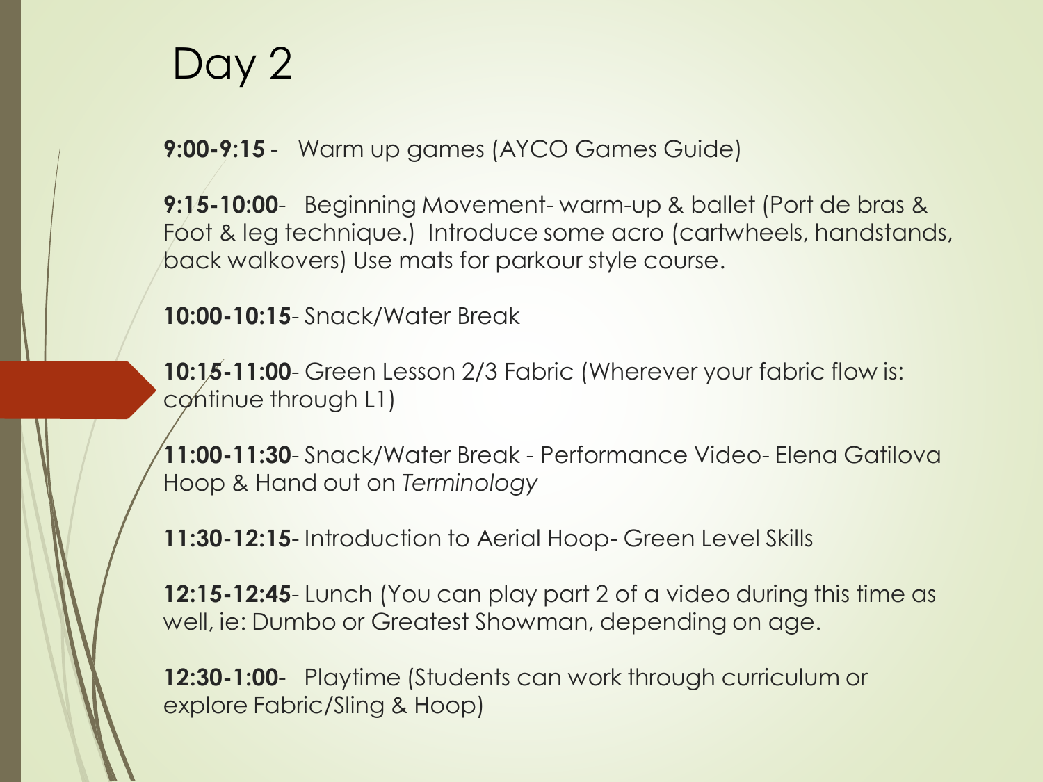# Day 2

**9:00-9:15** - Warm up games (AYCO Games Guide)

**9:15-10:00**- Beginning Movement- warm-up & ballet (Port de bras & Foot & leg technique.) Introduce some acro (cartwheels, handstands, back walkovers) Use mats for parkour style course.

**10:00-10:15**- Snack/Water Break

**10:15-11:00**- Green Lesson 2/3 Fabric (Wherever your fabric flow is: continue through L1)

**11:00-11:30**- Snack/Water Break - Performance Video- Elena Gatilova Hoop & Hand out on *Terminology*

**11:30-12:15**- Introduction to Aerial Hoop- Green Level Skills

**12:15-12:45**- Lunch (You can play part 2 of a video during this time as well, ie: Dumbo or Greatest Showman, depending on age.

**12:30-1:00**- Playtime (Students can work through curriculum or explore Fabric/Sling & Hoop)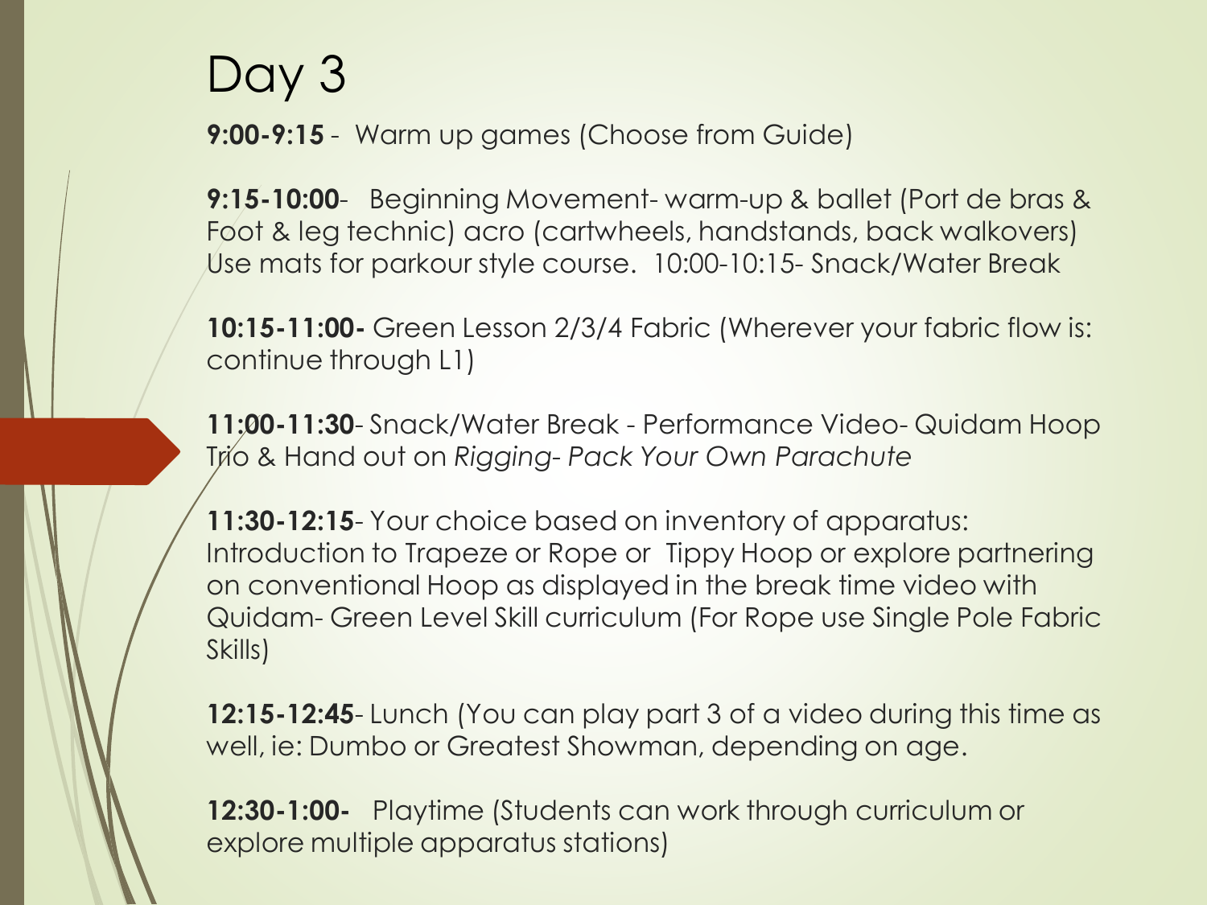# Day 3

**9:00-9:15** - Warm up games (Choose from Guide)

**9:15-10:00**- Beginning Movement- warm-up & ballet (Port de bras & Foot & leg technic) acro (cartwheels, handstands, back walkovers) Use mats for parkour style course. 10:00-10:15- Snack/Water Break

**10:15-11:00-** Green Lesson 2/3/4 Fabric (Wherever your fabric flow is: continue through L1)

**11:00-11:30**- Snack/Water Break - Performance Video- Quidam Hoop Trio & Hand out on *Rigging- Pack Your Own Parachute*

**11:30-12:15**- Your choice based on inventory of apparatus: Introduction to Trapeze or Rope or Tippy Hoop or explore partnering on conventional Hoop as displayed in the break time video with Quidam- Green Level Skill curriculum (For Rope use Single Pole Fabric Skills)

**12:15-12:45**- Lunch (You can play part 3 of a video during this time as well, ie: Dumbo or Greatest Showman, depending on age.

**12:30-1:00-** Playtime (Students can work through curriculum or explore multiple apparatus stations)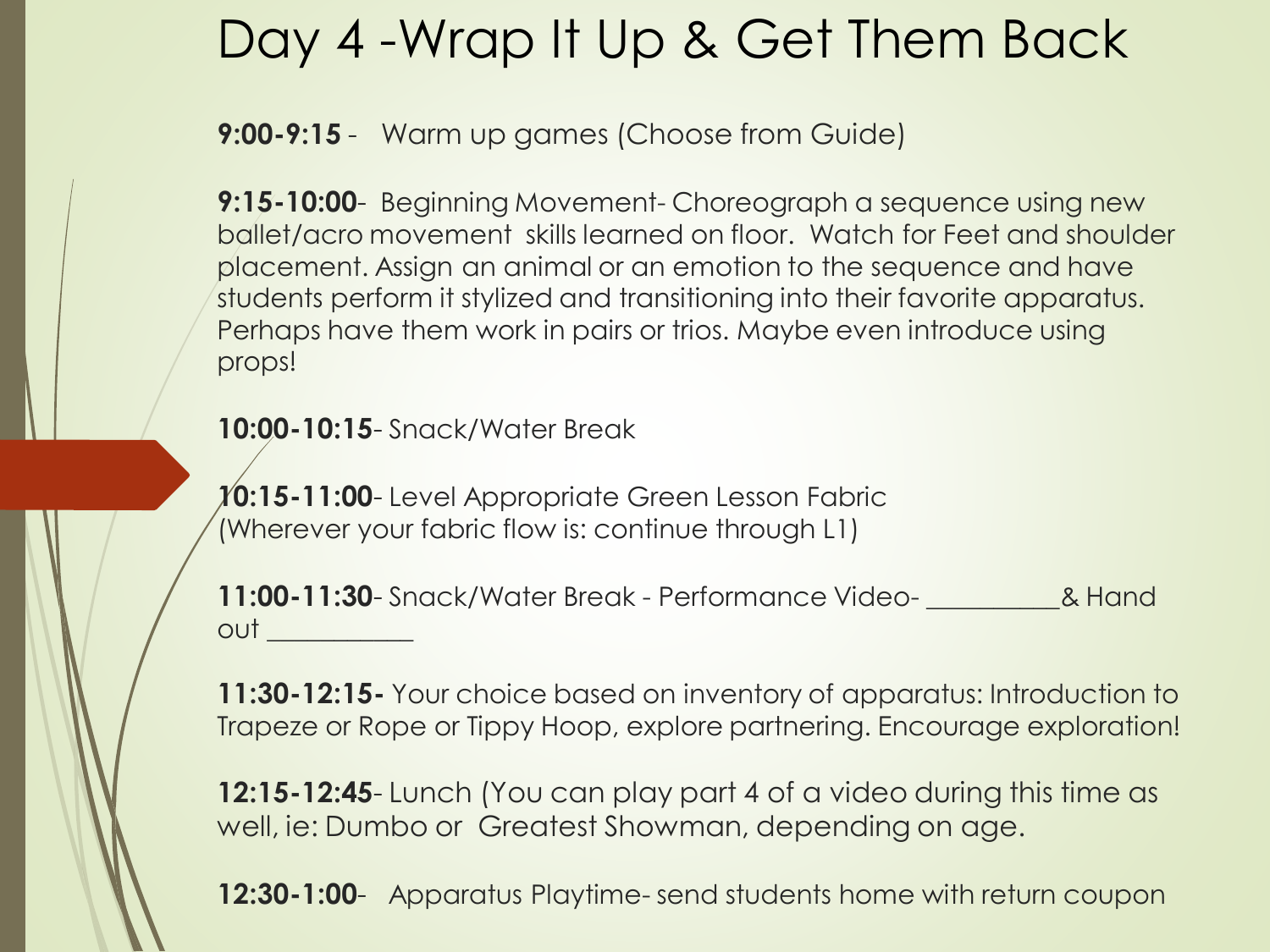# Day 4 -Wrap It Up & Get Them Back

**9:00-9:15** - Warm up games (Choose from Guide)

**9:15-10:00**- Beginning Movement- Choreograph a sequence using new ballet/acro movement skills learned on floor. Watch for Feet and shoulder placement. Assign an animal or an emotion to the sequence and have students perform it stylized and transitioning into their favorite apparatus. Perhaps have them work in pairs or trios. Maybe even introduce using props!

**10:00-10:15**- Snack/Water Break

**10:15-11:00**- Level Appropriate Green Lesson Fabric (Wherever your fabric flow is: continue through L1)

**11:00-11:30**- Snack/Water Break - Performance Video- __________& Hand out ___________

**11:30-12:15-** Your choice based on inventory of apparatus: Introduction to Trapeze or Rope or Tippy Hoop, explore partnering. Encourage exploration!

**12:15-12:45**- Lunch (You can play part 4 of a video during this time as well, ie: Dumbo or Greatest Showman, depending on age.

**12:30-1:00**- Apparatus Playtime- send students home with return coupon